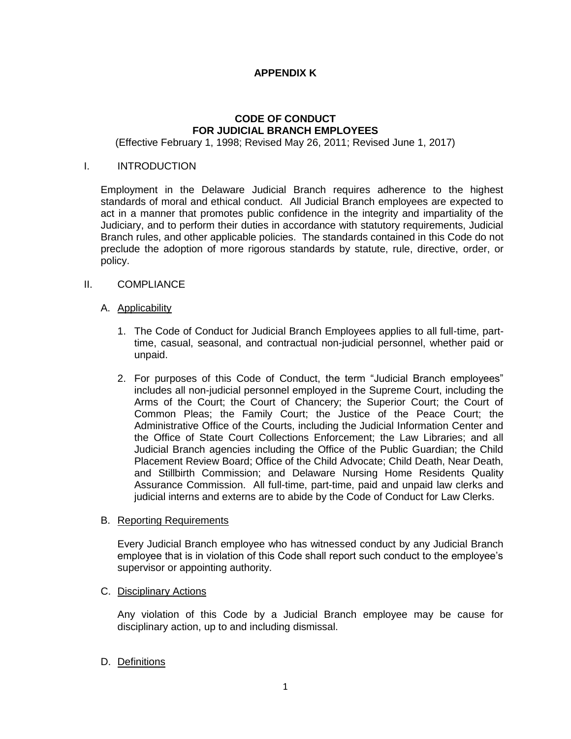# APPENDIX K

## CODE OF CONDUCT FOR JUDICIAL BRANCH EMPLOYEES

(Effective February 1, 1998; Revised May 26, 2011; Revised June 1, 2017)

### I. INTRODUCTION

Employment in the Delaware Judicial Branch requires adherence to the highest standards of moral and ethical conduct. All Judicial Branch employees are expected to act in a manner that promotes public confidence in the integrity and impartiality of the Judiciary, and to perform their duties in accordance with statutory requirements, Judicial Branch rules, and other applicable policies. The standards contained in this Code do not preclude the adoption of more rigorous standards by statute, rule, directive, order, or policy.

### II. COMPLIANCE

#### A. Applicability

1. The Code of Conduct for Judicial Branch Employees applies to all full-time, part-time, casual, seasonal, and contractual non-judicial personnel, whether paid or unpaid.

2. For purposes of this Code of Conduct, the term "Judicial Branch employees" includes all non-judicial personnel employed in the Supreme Court, including the Arms of the Court; the Court of Chancery; the Superior Court; the Court of Common Pleas; the Family Court; the Justice of the Peace Court; the Administrative Office of the Courts, including the Judicial Information Center and the Office of State Court Collections Enforcement; the Law Libraries; and all Judicial Branch agencies including the Office of the Public Guardian; the Child Placement Review Board; Office of the Child Advocate; Child Death, Near Death, and Stillbirth Commission; and Delaware Nursing Home Residents Quality Assurance Commission. All full-time, part-time, paid and unpaid law clerks and judicial interns and externs are to abide by the Code of Conduct for Law Clerks.

#### B. Reporting Requirements

Every Judicial Branch employee who has witnessed conduct by any Judicial Branch employee that is in violation of this Code shall report such conduct to the employee's supervisor or appointing authority.

#### C. Disciplinary Actions

Any violation of this Code by a Judicial Branch employee may be cause for disciplinary action, up to and including dismissal.

#### D. Definitions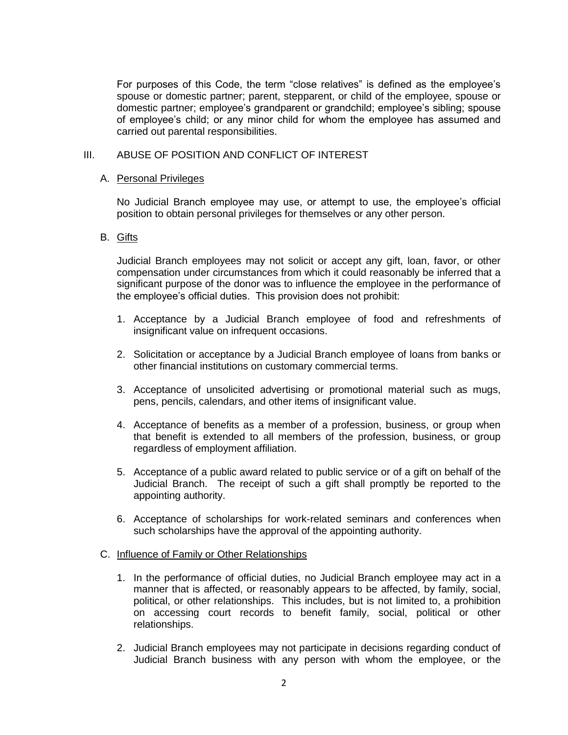For purposes of this Code, the term "close relatives" is defined as the employee's spouse or domestic partner; parent, stepparent, or child of the employee, spouse or domestic partner; employee's grandparent or grandchild; employee's sibling; spouse of employee's child; or any minor child for whom the employee has assumed and carried out parental responsibilities.

## III. ABUSE OF POSITION AND CONFLICT OF INTEREST

### A. Personal Privileges

No Judicial Branch employee may use, or attempt to use, the employee's official position to obtain personal privileges for themselves or any other person.

### B. Gifts

Judicial Branch employees may not solicit or accept any gift, loan, favor, or other compensation under circumstances from which it could reasonably be inferred that a significant purpose of the donor was to influence the employee in the performance of the employee's official duties. This provision does not prohibit:

1. Acceptance by a Judicial Branch employee of food and refreshments of insignificant value on infrequent occasions.

2. Solicitation or acceptance by a Judicial Branch employee of loans from banks or other financial institutions on customary commercial terms.

3. Acceptance of unsolicited advertising or promotional material such as mugs, pens, pencils, calendars, and other items of insignificant value.

4. Acceptance of benefits as a member of a profession, business, or group when that benefit is extended to all members of the profession, business, or group regardless of employment affiliation.

5. Acceptance of a public award related to public service or of a gift on behalf of the Judicial Branch. The receipt of such a gift shall promptly be reported to the appointing authority.

6. Acceptance of scholarships for work-related seminars and conferences when such scholarships have the approval of the appointing authority.

### C. Influence of Family or Other Relationships

1. In the performance of official duties, no Judicial Branch employee may act in a manner that is affected, or reasonably appears to be affected, by family, social, political, or other relationships. This includes, but is not limited to, a prohibition on accessing court records to benefit family, social, political or other relationships.

2. Judicial Branch employees may not participate in decisions regarding conduct of Judicial Branch business with any person with whom the employee, or the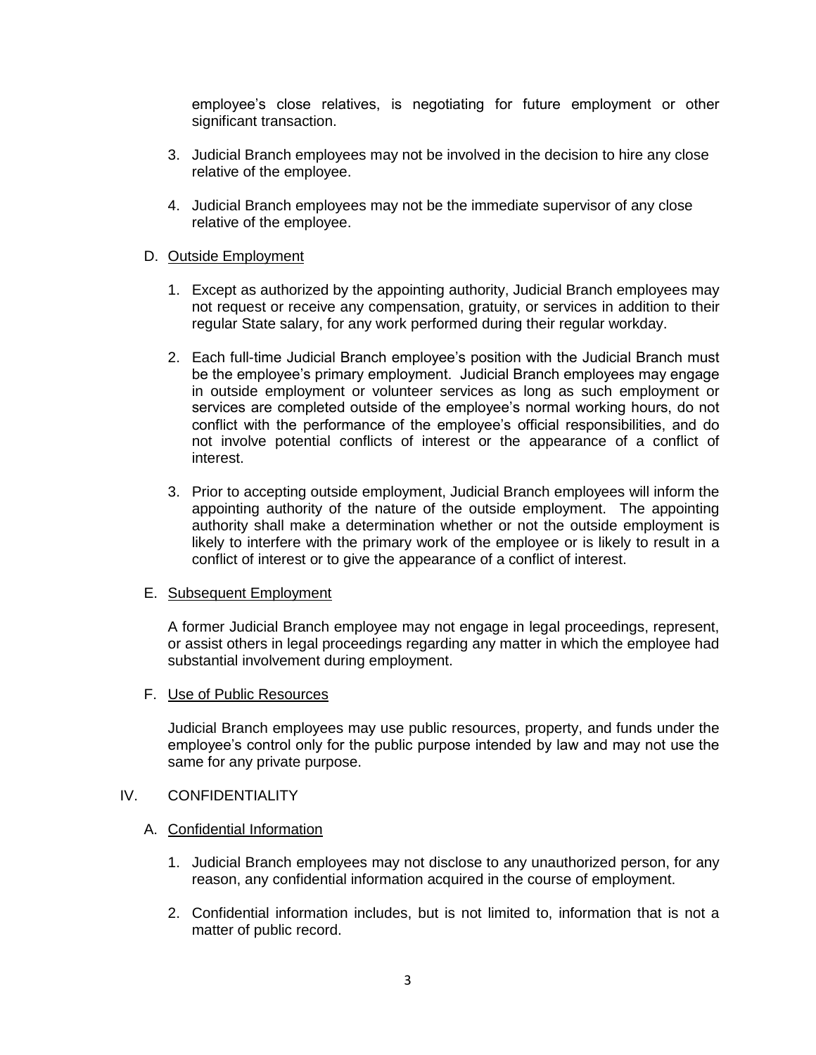employee's close relatives, is negotiating for future employment or other significant transaction.

3. Judicial Branch employees may not be involved in the decision to hire any close relative of the employee.

4. Judicial Branch employees may not be the immediate supervisor of any close relative of the employee.

D. Outside Employment

1. Except as authorized by the appointing authority, Judicial Branch employees may not request or receive any compensation, gratuity, or services in addition to their regular State salary, for any work performed during their regular workday.

2. Each full-time Judicial Branch employee's position with the Judicial Branch must be the employee's primary employment. Judicial Branch employees may engage in outside employment or volunteer services as long as such employment or services are completed outside of the employee's normal working hours, do not conflict with the performance of the employee's official responsibilities, and do not involve potential conflicts of interest or the appearance of a conflict of interest.

3. Prior to accepting outside employment, Judicial Branch employees will inform the appointing authority of the nature of the outside employment. The appointing authority shall make a determination whether or not the outside employment is likely to interfere with the primary work of the employee or is likely to result in a conflict of interest or to give the appearance of a conflict of interest.

E. Subsequent Employment

A former Judicial Branch employee may not engage in legal proceedings, represent, or assist others in legal proceedings regarding any matter in which the employee had substantial involvement during employment.

F. Use of Public Resources

Judicial Branch employees may use public resources, property, and funds under the employee's control only for the public purpose intended by law and may not use the same for any private purpose.

IV. CONFIDENTIALITY

A. Confidential Information

1. Judicial Branch employees may not disclose to any unauthorized person, for any reason, any confidential information acquired in the course of employment.

2. Confidential information includes, but is not limited to, information that is not a matter of public record.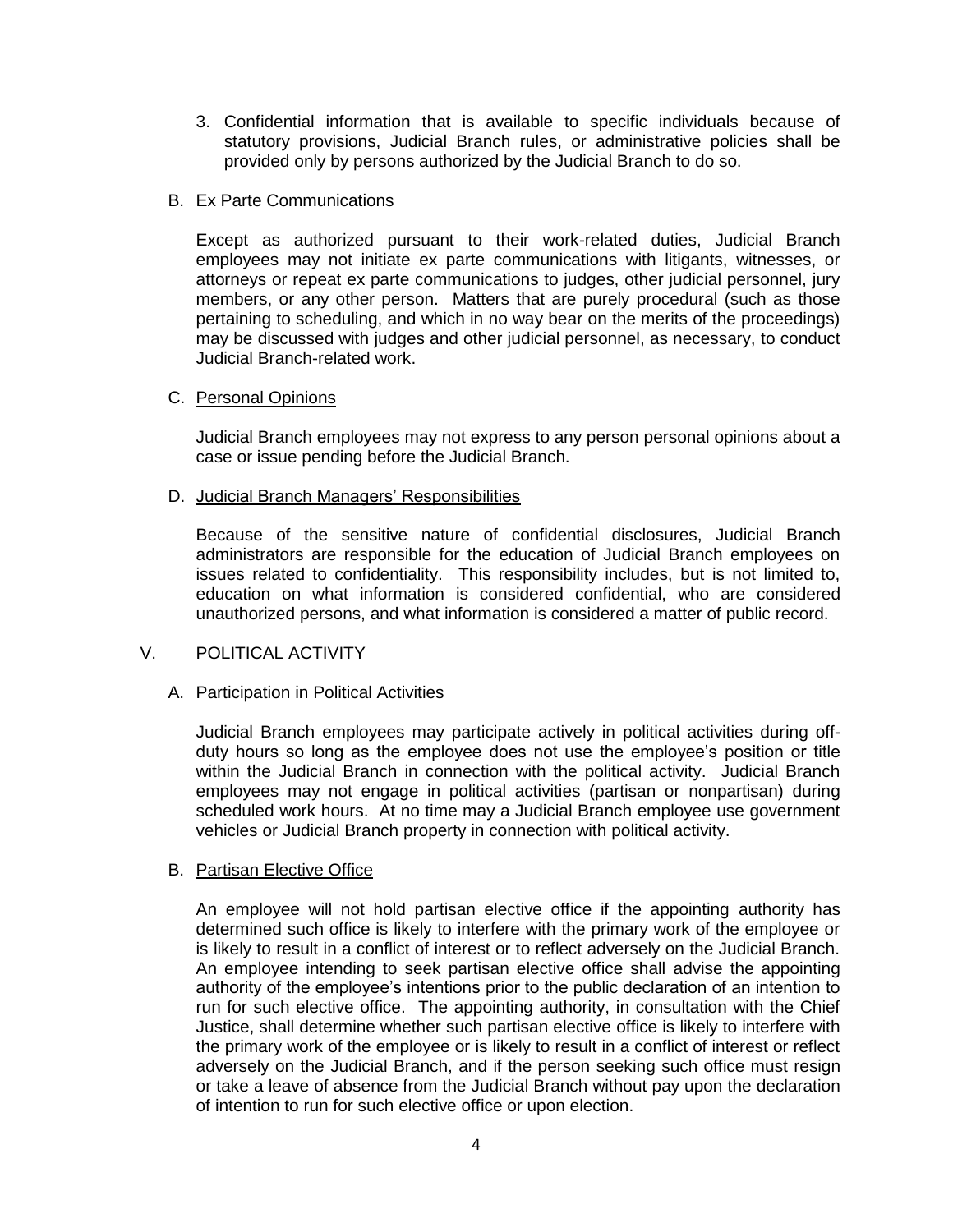3. Confidential information that is available to specific individuals because of statutory provisions, Judicial Branch rules, or administrative policies shall be provided only by persons authorized by the Judicial Branch to do so.

### B. Ex Parte Communications

Except as authorized pursuant to their work-related duties, Judicial Branch employees may not initiate ex parte communications with litigants, witnesses, or attorneys or repeat ex parte communications to judges, other judicial personnel, jury members, or any other person. Matters that are purely procedural (such as those pertaining to scheduling, and which in no way bear on the merits of the proceedings) may be discussed with judges and other judicial personnel, as necessary, to conduct Judicial Branch-related work.

### C. Personal Opinions

Judicial Branch employees may not express to any person personal opinions about a case or issue pending before the Judicial Branch.

### D. Judicial Branch Managers' Responsibilities

Because of the sensitive nature of confidential disclosures, Judicial Branch administrators are responsible for the education of Judicial Branch employees on issues related to confidentiality. This responsibility includes, but is not limited to, education on what information is considered confidential, who are considered unauthorized persons, and what information is considered a matter of public record.

## V. POLITICAL ACTIVITY

### A. Participation in Political Activities

Judicial Branch employees may participate actively in political activities during off-duty hours so long as the employee does not use the employee's position or title within the Judicial Branch in connection with the political activity. Judicial Branch employees may not engage in political activities (partisan or nonpartisan) during scheduled work hours. At no time may a Judicial Branch employee use government vehicles or Judicial Branch property in connection with political activity.

### B. Partisan Elective Office

An employee will not hold partisan elective office if the appointing authority has determined such office is likely to interfere with the primary work of the employee or is likely to result in a conflict of interest or to reflect adversely on the Judicial Branch. An employee intending to seek partisan elective office shall advise the appointing authority of the employee's intentions prior to the public declaration of an intention to run for such elective office. The appointing authority, in consultation with the Chief Justice, shall determine whether such partisan elective office is likely to interfere with the primary work of the employee or is likely to result in a conflict of interest or reflect adversely on the Judicial Branch, and if the person seeking such office must resign or take a leave of absence from the Judicial Branch without pay upon the declaration of intention to run for such elective office or upon election.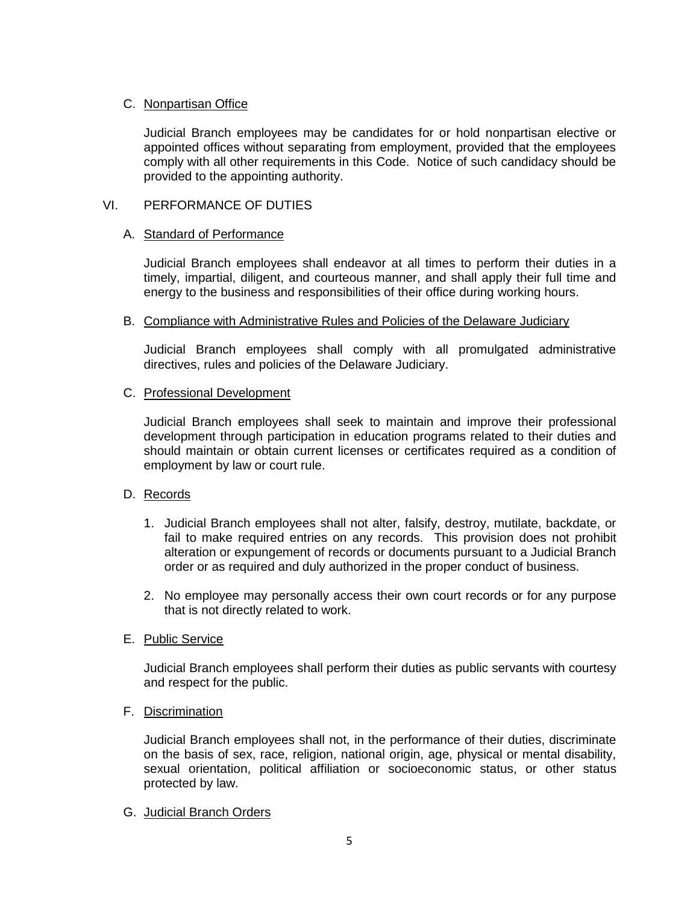C. <u>Nonpartisan Office</u>

Judicial Branch employees may be candidates for or hold nonpartisan elective or appointed offices without separating from employment, provided that the employees comply with all other requirements in this Code. Notice of such candidacy should be provided to the appointing authority.

## VI. PERFORMANCE OF DUTIES

A. <u>Standard of Performance</u>

Judicial Branch employees shall endeavor at all times to perform their duties in a timely, impartial, diligent, and courteous manner, and shall apply their full time and energy to the business and responsibilities of their office during working hours.

B. <u>Compliance with Administrative Rules and Policies of the Delaware Judiciary</u>

Judicial Branch employees shall comply with all promulgated administrative directives, rules and policies of the Delaware Judiciary.

C. <u>Professional Development</u>

Judicial Branch employees shall seek to maintain and improve their professional development through participation in education programs related to their duties and should maintain or obtain current licenses or certificates required as a condition of employment by law or court rule.

D. <u>Records</u>

1. Judicial Branch employees shall not alter, falsify, destroy, mutilate, backdate, or fail to make required entries on any records. This provision does not prohibit alteration or expungement of records or documents pursuant to a Judicial Branch order or as required and duly authorized in the proper conduct of business.

2. No employee may personally access their own court records or for any purpose that is not directly related to work.

E. <u>Public Service</u>

Judicial Branch employees shall perform their duties as public servants with courtesy and respect for the public.

F. <u>Discrimination</u>

Judicial Branch employees shall not, in the performance of their duties, discriminate on the basis of sex, race, religion, national origin, age, physical or mental disability, sexual orientation, political affiliation or socioeconomic status, or other status protected by law.

G. <u>Judicial Branch Orders</u>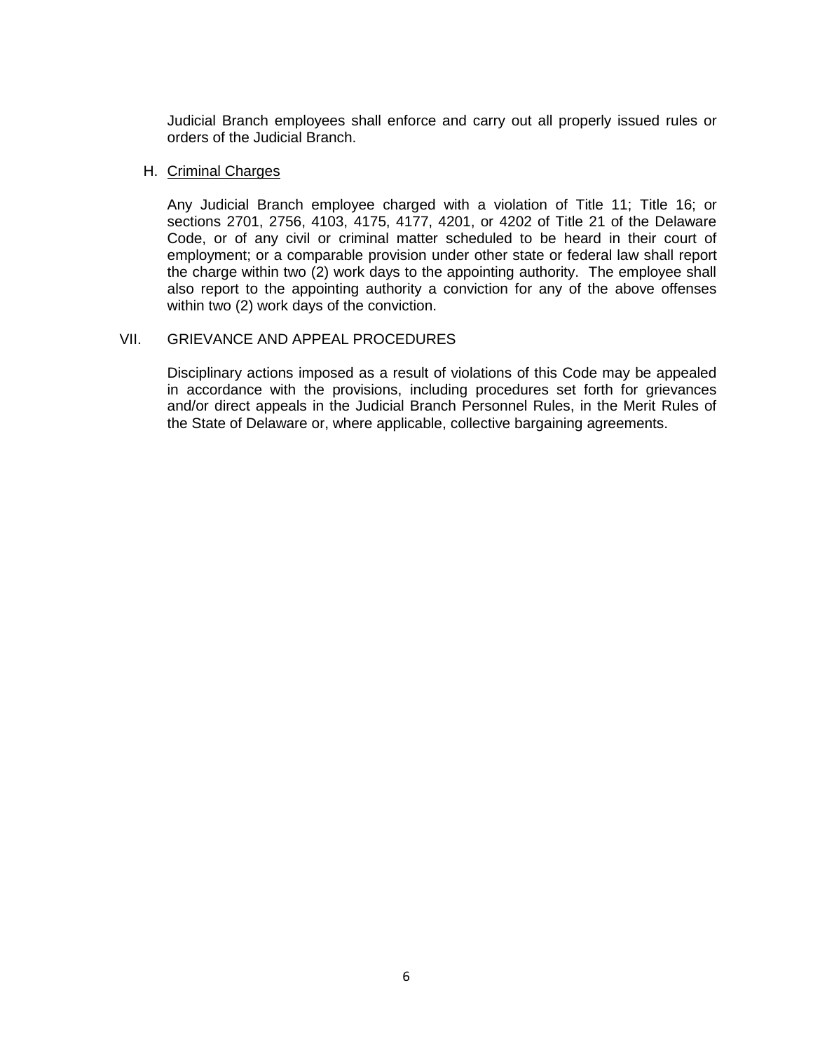Judicial Branch employees shall enforce and carry out all properly issued rules or orders of the Judicial Branch.

H. Criminal Charges

Any Judicial Branch employee charged with a violation of Title 11; Title 16; or sections 2701, 2756, 4103, 4175, 4177, 4201, or 4202 of Title 21 of the Delaware Code, or of any civil or criminal matter scheduled to be heard in their court of employment; or a comparable provision under other state or federal law shall report the charge within two (2) work days to the appointing authority. The employee shall also report to the appointing authority a conviction for any of the above offenses within two (2) work days of the conviction.

## VII. GRIEVANCE AND APPEAL PROCEDURES

Disciplinary actions imposed as a result of violations of this Code may be appealed in accordance with the provisions, including procedures set forth for grievances and/or direct appeals in the Judicial Branch Personnel Rules, in the Merit Rules of the State of Delaware or, where applicable, collective bargaining agreements.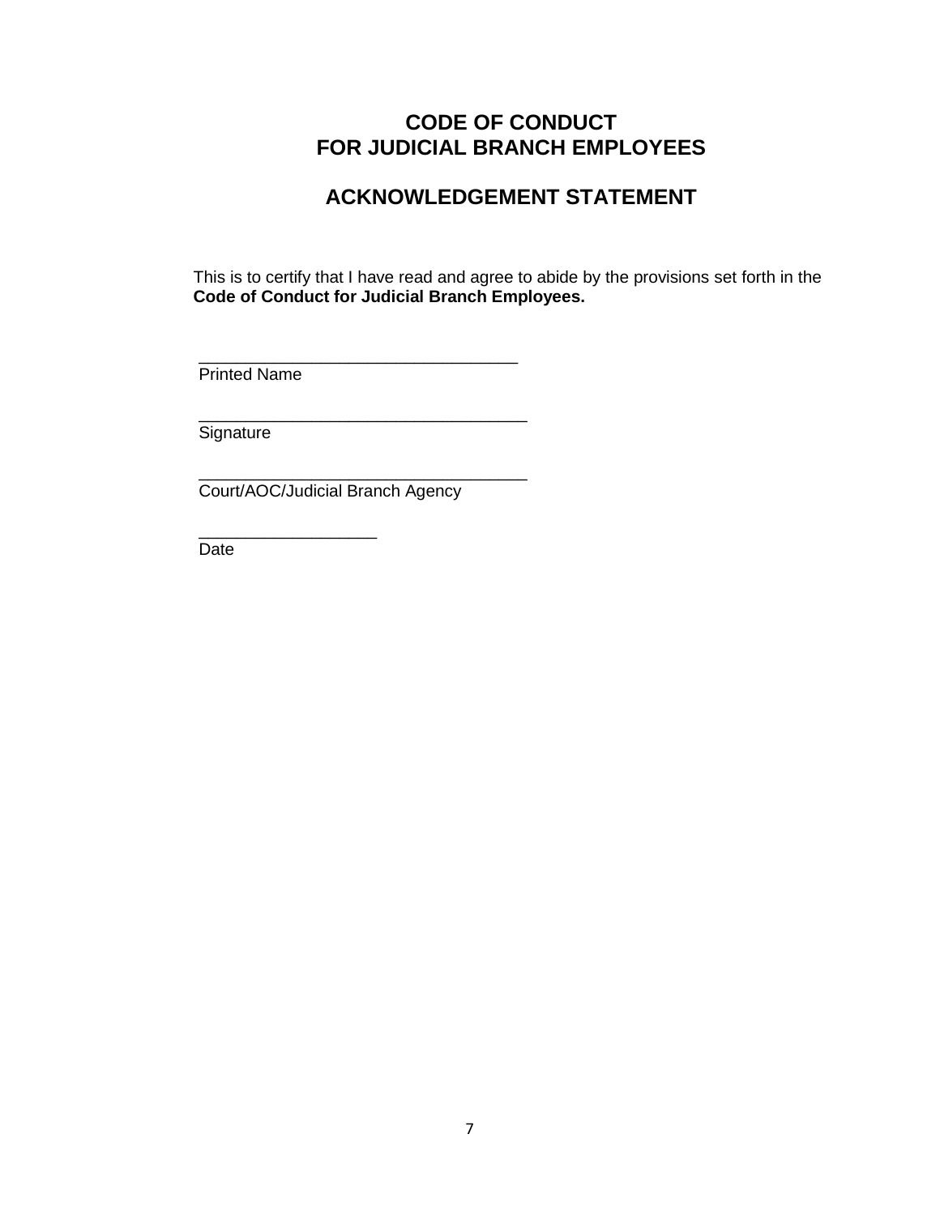# CODE OF CONDUCT
# FOR JUDICIAL BRANCH EMPLOYEES

## ACKNOWLEDGEMENT STATEMENT

This is to certify that I have read and agree to abide by the provisions set forth in the **Code of Conduct for Judicial Branch Employees.**

___________________________________
Printed Name

____________________________________
Signature

____________________________________
Court/AOC/Judicial Branch Agency

___________________
Date